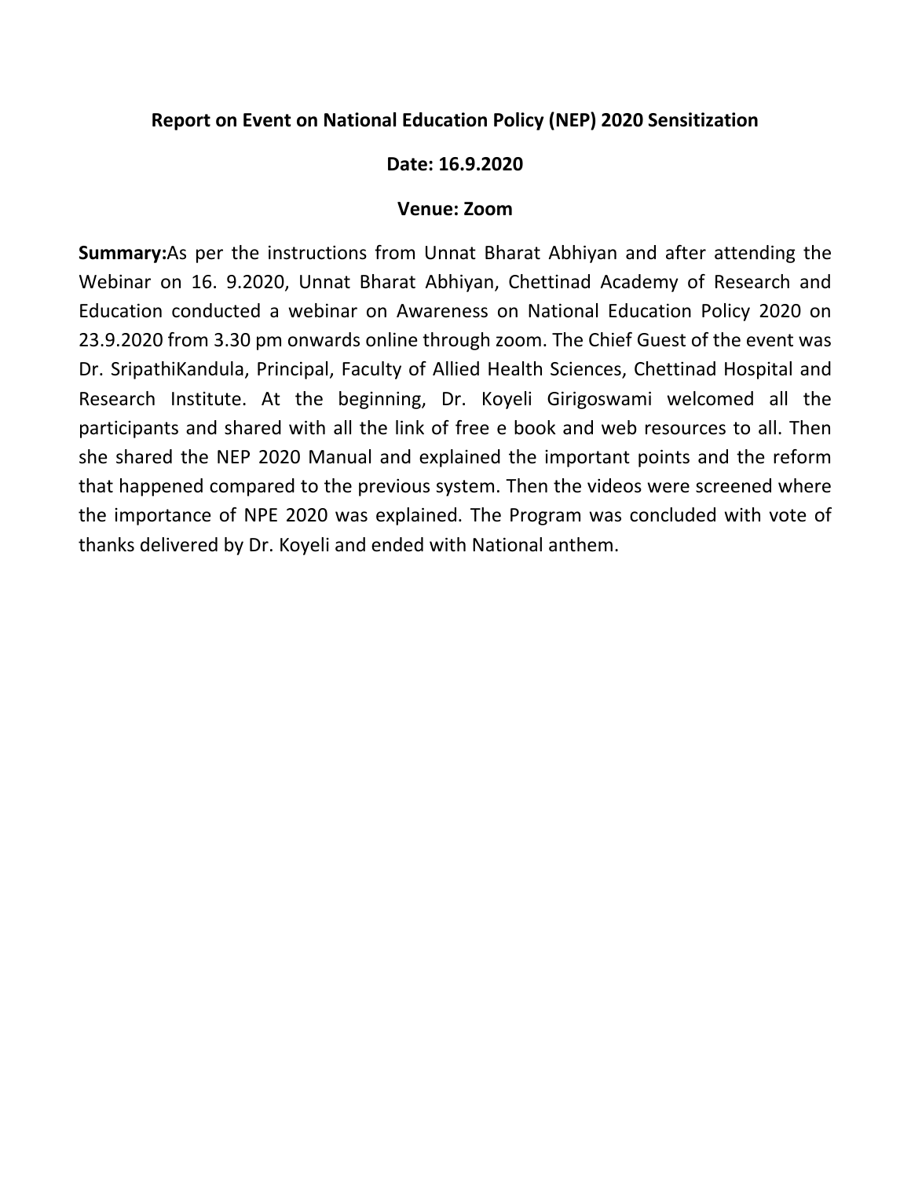**Report on Event on National Education Policy (NEP) 2020 Sensitization**

**Date: 16.9.2020**

**Venue: Zoom**

**Summary:**As per the instructions from Unnat Bharat Abhiyan and after attending the Webinar on 16. 9.2020, Unnat Bharat Abhiyan, Chettinad Academy of Research and Education conducted a webinar on Awareness on National Education Policy 2020 on 23.9.2020 from 3.30 pm onwards online through zoom. The Chief Guest of the event was Dr. SripathiKandula, Principal, Faculty of Allied Health Sciences, Chettinad Hospital and Research Institute. At the beginning, Dr. Koyeli Girigoswami welcomed all the participants and shared with all the link of free e book and web resources to all. Then she shared the NEP 2020 Manual and explained the important points and the reform that happened compared to the previous system. Then the videos were screened where the importance of NPE 2020 was explained. The Program was concluded with vote of thanks delivered by Dr. Koyeli and ended with National anthem.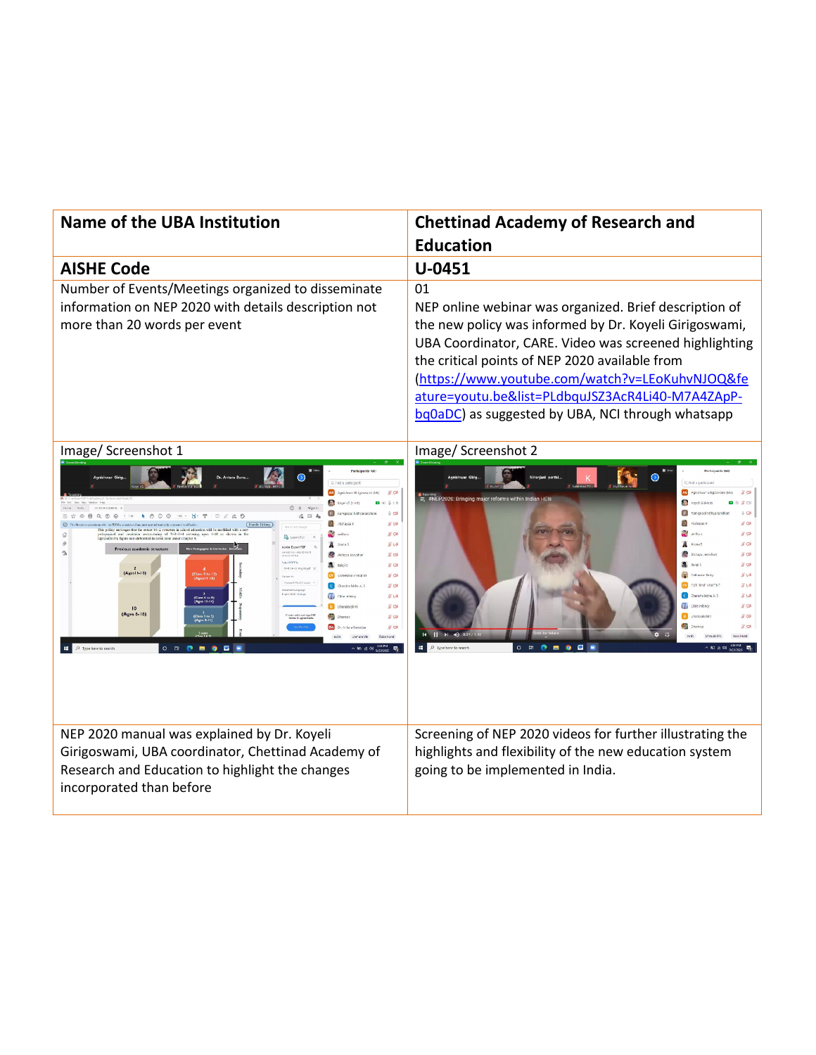| **Name of the UBA Institution** | **Chettinad Academy of Research and Education** |
| --- | --- |
| **AISHE Code** | **U-0451** |
| Number of Events/Meetings organized to disseminate information on NEP 2020 with details description not more than 20 words per event | 01<br>NEP online webinar was organized. Brief description of the new policy was informed by Dr. Koyeli Girigoswami, UBA Coordinator, CARE. Video was screened highlighting the critical points of NEP 2020 available from ([https://www.youtube.com/watch?v=LEoKuhvNJOQ&feature=youtu.be&list=PLdbquJSZ3AcR4Li40-M7A4ZApP-bq0aDC](https://www.youtube.com/watch?v=LEoKuhvNJOQ&feature=youtu.be&list=PLdbquJSZ3AcR4Li40-M7A4ZApP-bq0aDC)) as suggested by UBA, NCI through whatsapp |
| Image/ Screenshot 1 | Image/ Screenshot 2 |
| NEP 2020 manual was explained by Dr. Koyeli Girigoswami, UBA coordinator, Chettinad Academy of Research and Education to highlight the changes incorporated than before | Screening of NEP 2020 videos for further illustrating the highlights and flexibility of the new education system going to be implemented in India. |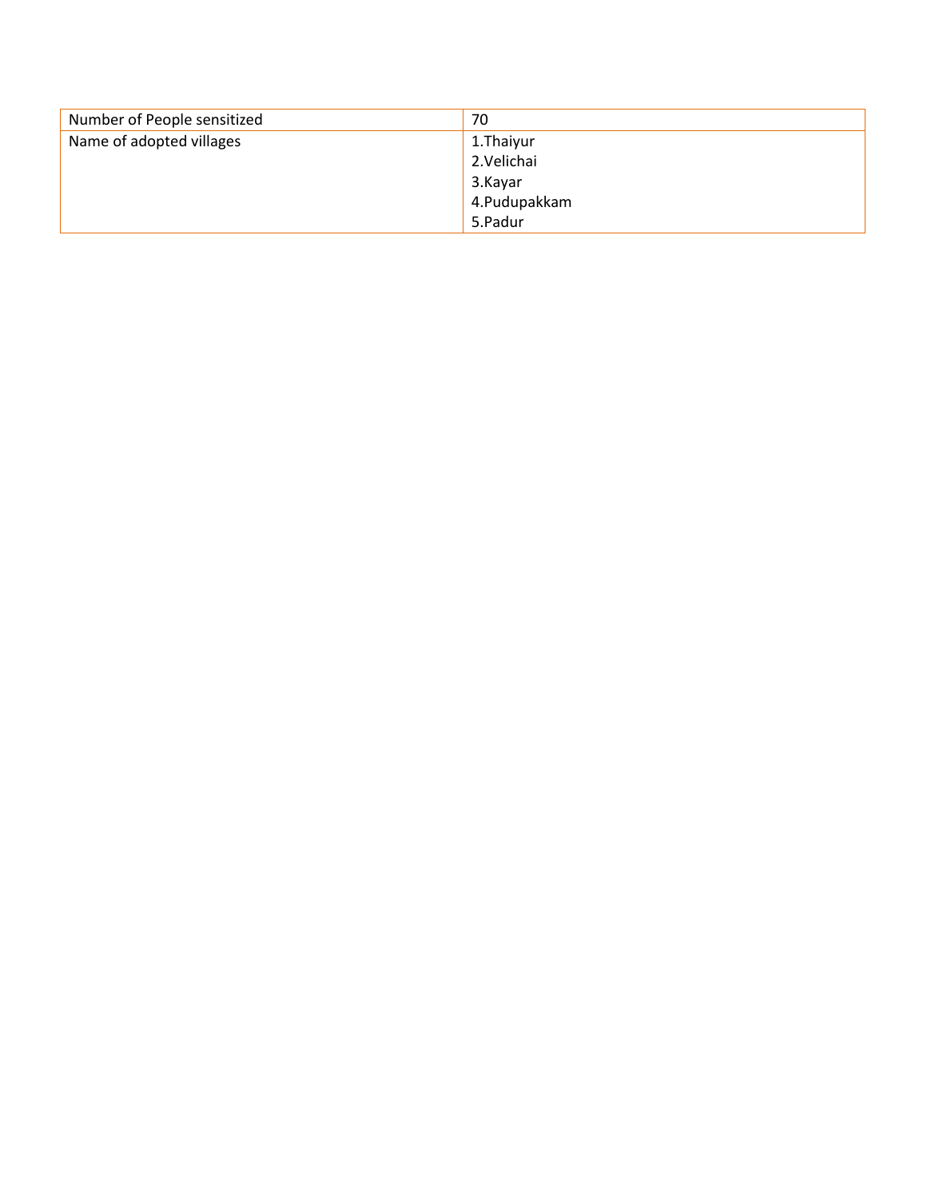| | |
|---|---|
| Number of People sensitized | 70 |
| Name of adopted villages | 1.Thaiyur<br>2.Velichai<br>3.Kayar<br>4.Pudupakkam<br>5.Padur |